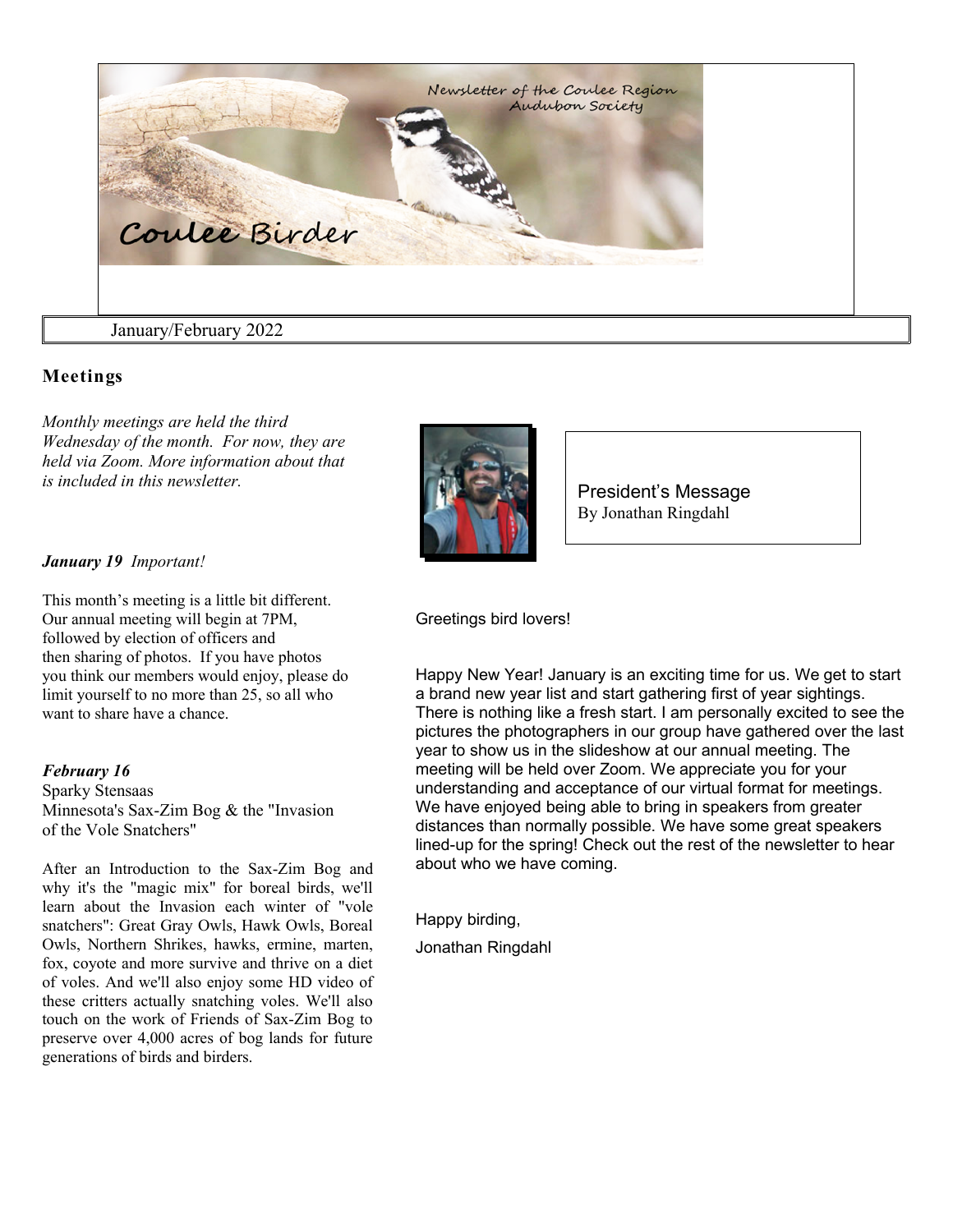Newsletter of the Coulee Region Audubon Society

# Coulee Birder

January/February 2022

## Meetings

*Monthly meetings are held the third Wednesday of the month. For now, they are held via Zoom. More information about that is included in this newsletter.*

***January 19*** *Important!*

This month's meeting is a little bit different. Our annual meeting will begin at 7PM, followed by election of officers and then sharing of photos. If you have photos you think our members would enjoy, please do limit yourself to no more than 25, so all who want to share have a chance.

***February 16***
Sparky Stensaas
Minnesota's Sax-Zim Bog & the "Invasion of the Vole Snatchers"

After an Introduction to the Sax-Zim Bog and why it's the "magic mix" for boreal birds, we'll learn about the Invasion each winter of "vole snatchers": Great Gray Owls, Hawk Owls, Boreal Owls, Northern Shrikes, hawks, ermine, marten, fox, coyote and more survive and thrive on a diet of voles. And we'll also enjoy some HD video of these critters actually snatching voles. We'll also touch on the work of Friends of Sax-Zim Bog to preserve over 4,000 acres of bog lands for future generations of birds and birders.

## President's Message

By Jonathan Ringdahl

Greetings bird lovers!

Happy New Year! January is an exciting time for us. We get to start a brand new year list and start gathering first of year sightings. There is nothing like a fresh start. I am personally excited to see the pictures the photographers in our group have gathered over the last year to show us in the slideshow at our annual meeting. The meeting will be held over Zoom. We appreciate you for your understanding and acceptance of our virtual format for meetings. We have enjoyed being able to bring in speakers from greater distances than normally possible. We have some great speakers lined-up for the spring! Check out the rest of the newsletter to hear about who we have coming.

Happy birding,

Jonathan Ringdahl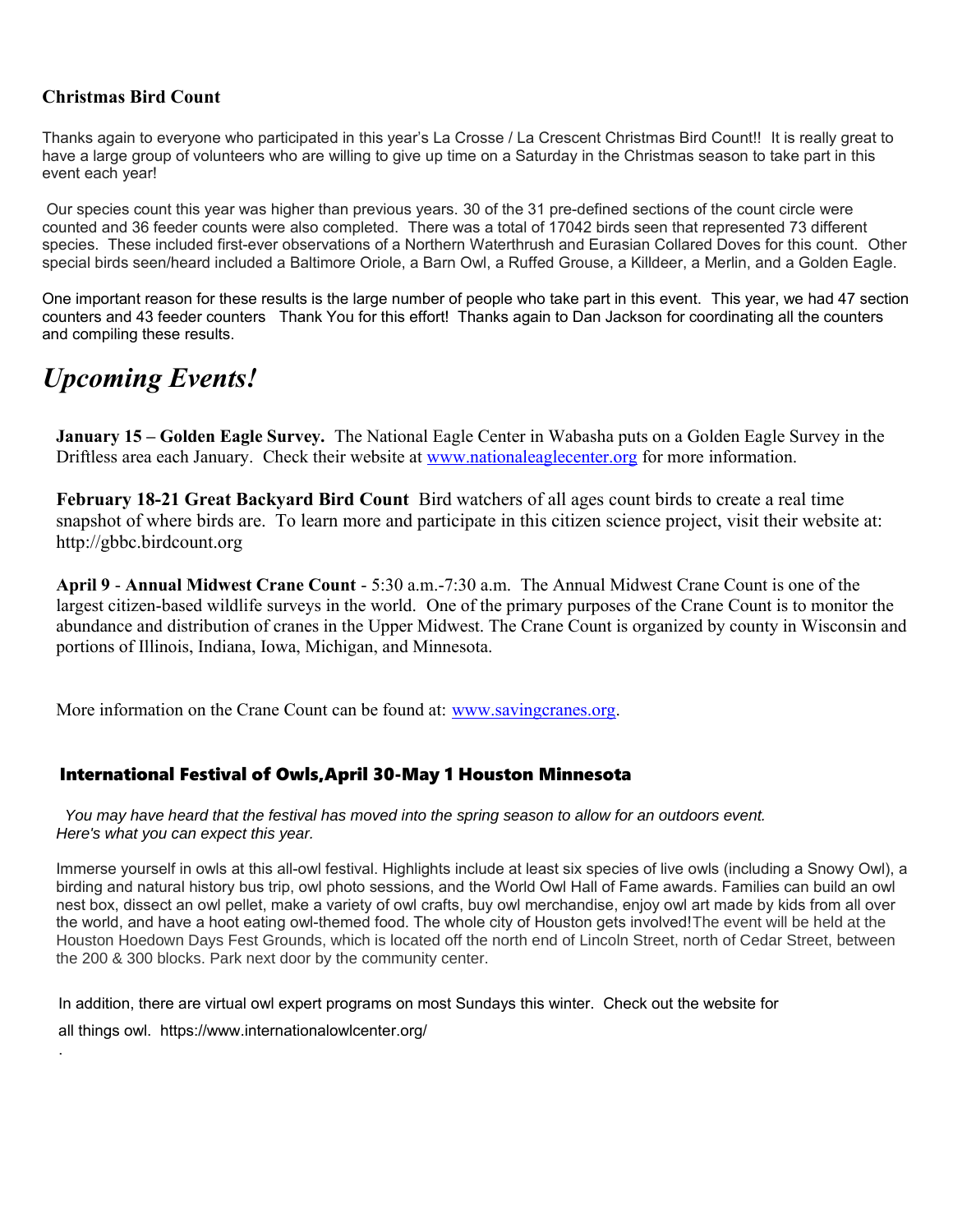## Christmas Bird Count

Thanks again to everyone who participated in this year's La Crosse / La Crescent Christmas Bird Count!! It is really great to have a large group of volunteers who are willing to give up time on a Saturday in the Christmas season to take part in this event each year!

Our species count this year was higher than previous years. 30 of the 31 pre-defined sections of the count circle were counted and 36 feeder counts were also completed. There was a total of 17042 birds seen that represented 73 different species. These included first-ever observations of a Northern Waterthrush and Eurasian Collared Doves for this count. Other special birds seen/heard included a Baltimore Oriole, a Barn Owl, a Ruffed Grouse, a Killdeer, a Merlin, and a Golden Eagle.

One important reason for these results is the large number of people who take part in this event. This year, we had 47 section counters and 43 feeder counters Thank You for this effort! Thanks again to Dan Jackson for coordinating all the counters and compiling these results.

# *Upcoming Events!*

**January 15 – Golden Eagle Survey.** The National Eagle Center in Wabasha puts on a Golden Eagle Survey in the Driftless area each January. Check their website at www.nationaleaglecenter.org for more information.

**February 18-21 Great Backyard Bird Count** Bird watchers of all ages count birds to create a real time snapshot of where birds are. To learn more and participate in this citizen science project, visit their website at: http://gbbc.birdcount.org

**April 9** - **Annual Midwest Crane Count** - 5:30 a.m.-7:30 a.m. The Annual Midwest Crane Count is one of the largest citizen-based wildlife surveys in the world. One of the primary purposes of the Crane Count is to monitor the abundance and distribution of cranes in the Upper Midwest. The Crane Count is organized by county in Wisconsin and portions of Illinois, Indiana, Iowa, Michigan, and Minnesota.

More information on the Crane Count can be found at: www.savingcranes.org.

### International Festival of Owls,April 30-May 1 Houston Minnesota

*You may have heard that the festival has moved into the spring season to allow for an outdoors event. Here's what you can expect this year.*

Immerse yourself in owls at this all-owl festival. Highlights include at least six species of live owls (including a Snowy Owl), a birding and natural history bus trip, owl photo sessions, and the World Owl Hall of Fame awards. Families can build an owl nest box, dissect an owl pellet, make a variety of owl crafts, buy owl merchandise, enjoy owl art made by kids from all over the world, and have a hoot eating owl-themed food. The whole city of Houston gets involved!The event will be held at the Houston Hoedown Days Fest Grounds, which is located off the north end of Lincoln Street, north of Cedar Street, between the 200 & 300 blocks. Park next door by the community center.

In addition, there are virtual owl expert programs on most Sundays this winter. Check out the website for all things owl. https://www.internationalowlcenter.org/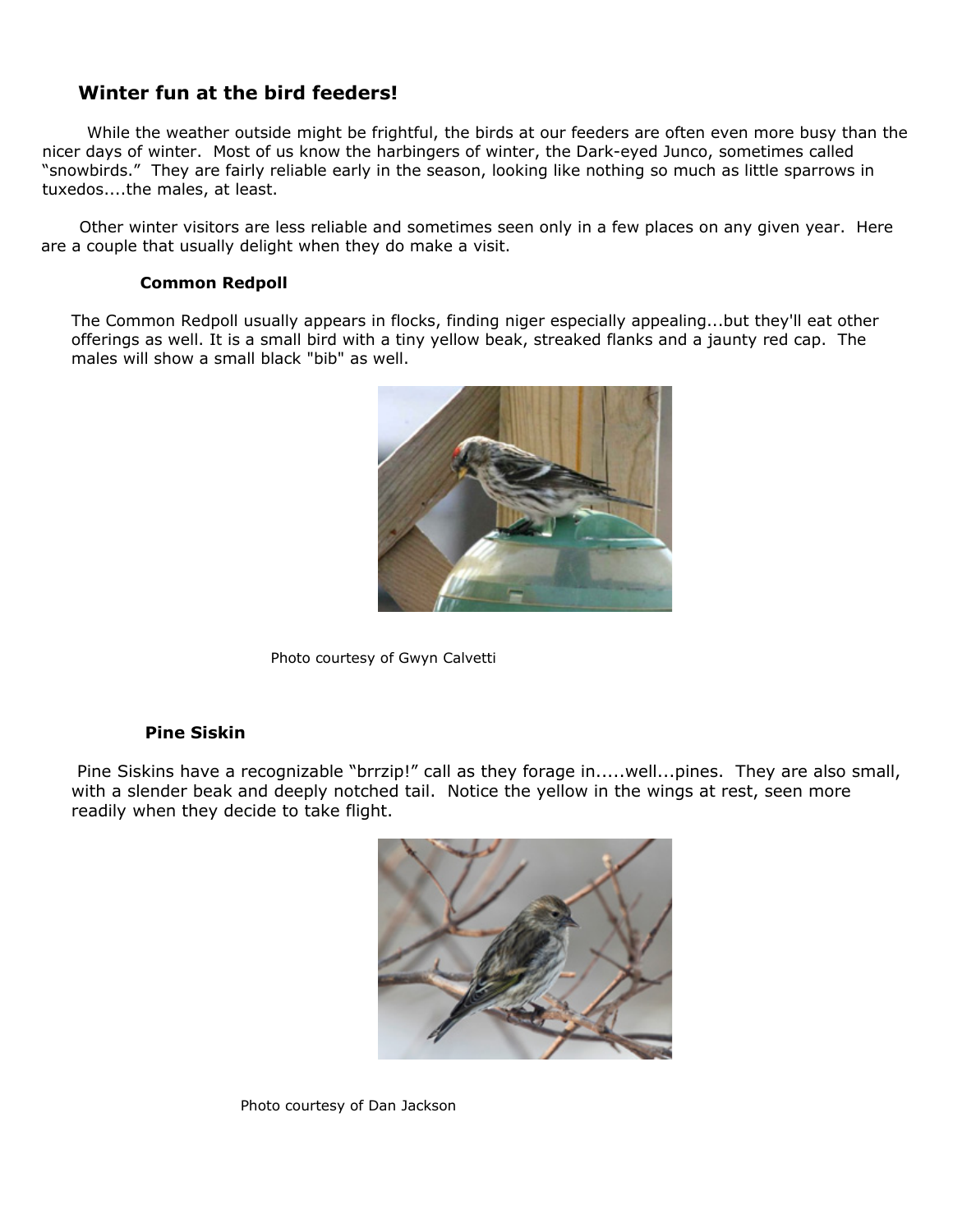## Winter fun at the bird feeders!

While the weather outside might be frightful, the birds at our feeders are often even more busy than the nicer days of winter. Most of us know the harbingers of winter, the Dark-eyed Junco, sometimes called "snowbirds." They are fairly reliable early in the season, looking like nothing so much as little sparrows in tuxedos....the males, at least.

Other winter visitors are less reliable and sometimes seen only in a few places on any given year. Here are a couple that usually delight when they do make a visit.

### Common Redpoll

The Common Redpoll usually appears in flocks, finding niger especially appealing...but they'll eat other offerings as well. It is a small bird with a tiny yellow beak, streaked flanks and a jaunty red cap. The males will show a small black "bib" as well.

Photo courtesy of Gwyn Calvetti

### Pine Siskin

Pine Siskins have a recognizable "brrzip!" call as they forage in.....well...pines. They are also small, with a slender beak and deeply notched tail. Notice the yellow in the wings at rest, seen more readily when they decide to take flight.

Photo courtesy of Dan Jackson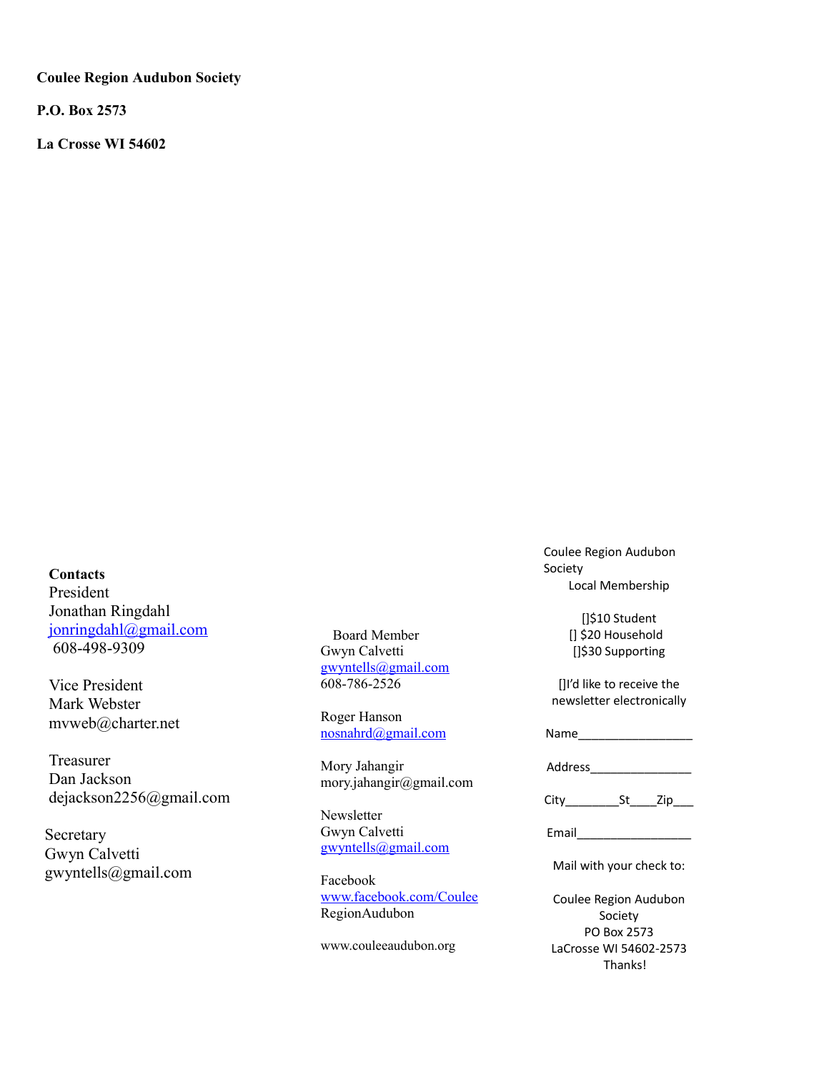**Coulee Region Audubon Society**

**P.O. Box 2573**

**La Crosse WI 54602**

**Contacts**

President
Jonathan Ringdahl
jonringdahl@gmail.com
608-498-9309

Vice President
Mark Webster
mvweb@charter.net

Treasurer
Dan Jackson
dejackson2256@gmail.com

Secretary
Gwyn Calvetti
gwyntells@gmail.com

Board Member
Gwyn Calvetti
gwyntells@gmail.com
608-786-2526

Roger Hanson
nosnahrd@gmail.com

Mory Jahangir
mory.jahangir@gmail.com

Newsletter
Gwyn Calvetti
gwyntells@gmail.com

Facebook
www.facebook.com/CouleeRegionAudubon

www.couleeaudubon.org

Coulee Region Audubon Society
Local Membership

[]$10 Student
[] $20 Household
[]$30 Supporting

[]I'd like to receive the newsletter electronically

Name_________________

Address_______________

City________St____Zip___

Email_________________

Mail with your check to:

Coulee Region Audubon Society
PO Box 2573
LaCrosse WI 54602-2573
Thanks!